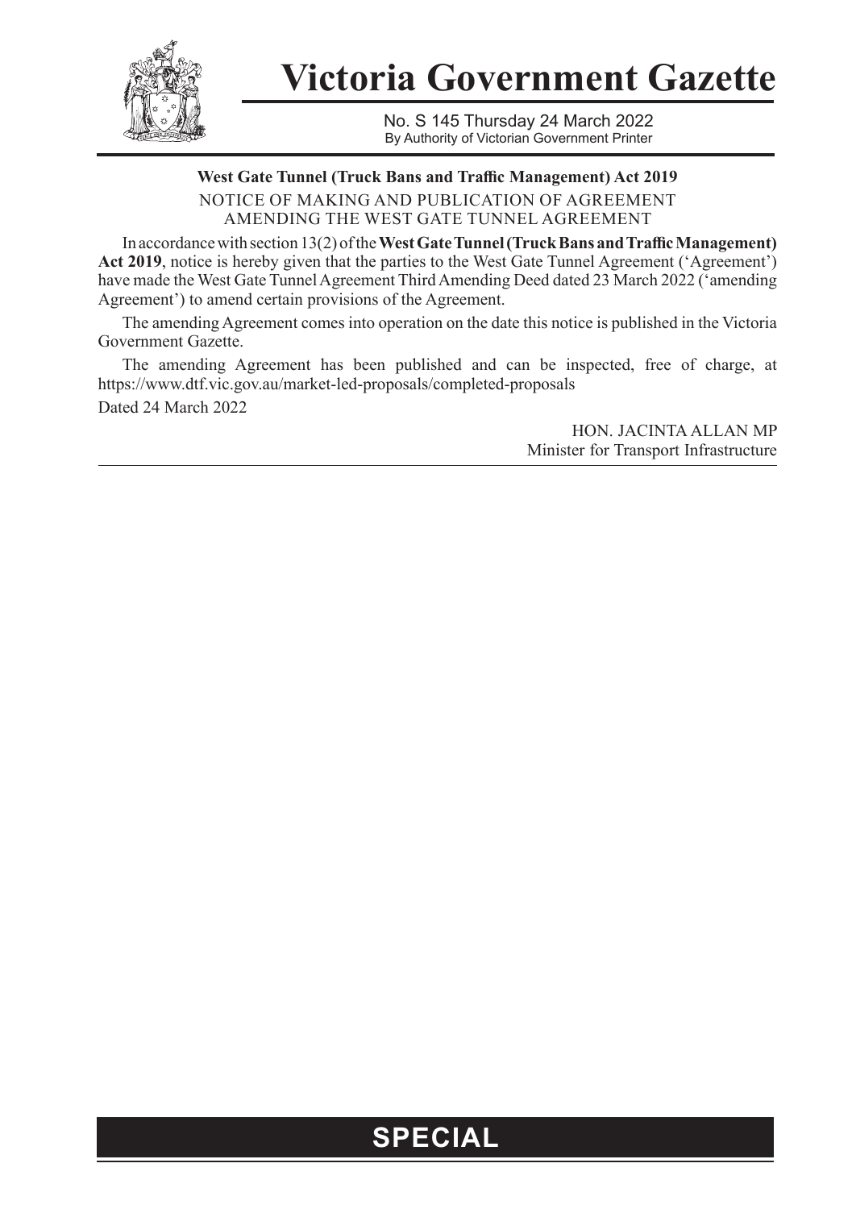# Victoria Government Gazette

No. S 145 Thursday 24 March 2022
By Authority of Victorian Government Printer

**West Gate Tunnel (Truck Bans and Traffic Management) Act 2019**

NOTICE OF MAKING AND PUBLICATION OF AGREEMENT AMENDING THE WEST GATE TUNNEL AGREEMENT

In accordance with section 13(2) of the **West Gate Tunnel (Truck Bans and Traffic Management) Act 2019**, notice is hereby given that the parties to the West Gate Tunnel Agreement ('Agreement') have made the West Gate Tunnel Agreement Third Amending Deed dated 23 March 2022 ('amending Agreement') to amend certain provisions of the Agreement.

The amending Agreement comes into operation on the date this notice is published in the Victoria Government Gazette.

The amending Agreement has been published and can be inspected, free of charge, at https://www.dtf.vic.gov.au/market-led-proposals/completed-proposals

Dated 24 March 2022

HON. JACINTA ALLAN MP
Minister for Transport Infrastructure

**SPECIAL**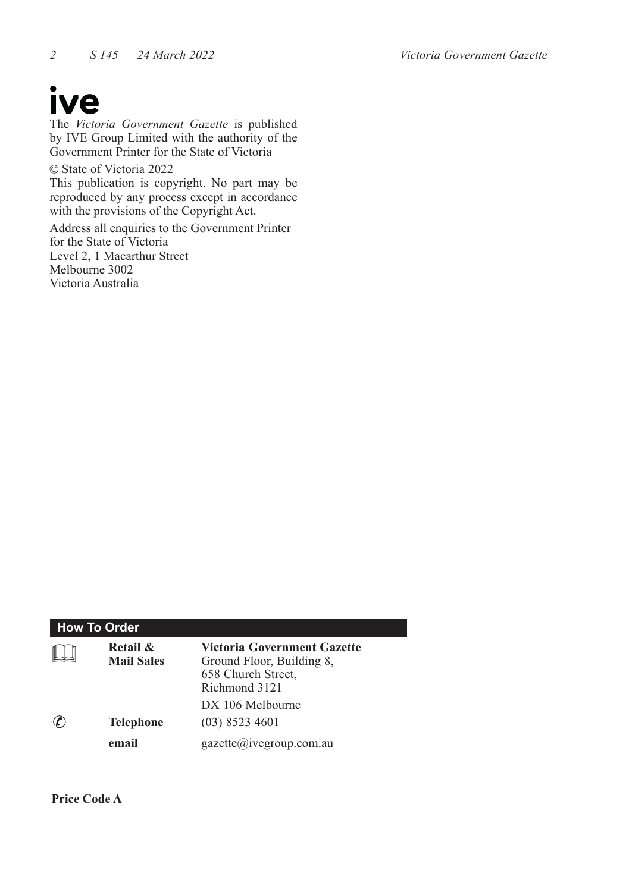ive

The *Victoria Government Gazette* is published by IVE Group Limited with the authority of the Government Printer for the State of Victoria

© State of Victoria 2022

This publication is copyright. No part may be reproduced by any process except in accordance with the provisions of the Copyright Act.

Address all enquiries to the Government Printer for the State of Victoria
Level 2, 1 Macarthur Street
Melbourne 3002
Victoria Australia

## How To Order

| | | |
|---|---|---|
| **Retail & Mail Sales** | **Victoria Government Gazette** | |
| | Ground Floor, Building 8, 658 Church Street, Richmond 3121 | |
| | DX 106 Melbourne | |
| **Telephone** | (03) 8523 4601 | |
| **email** | gazette@ivegroup.com.au | |

**Price Code A**